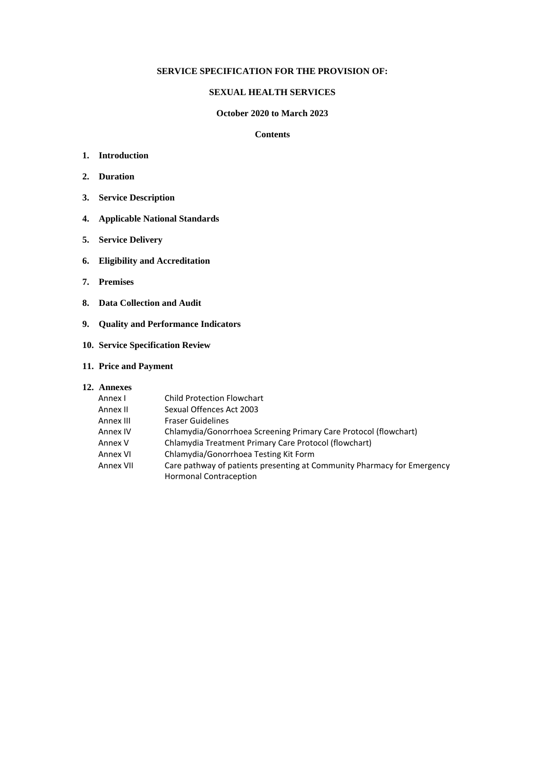**SERVICE SPECIFICATION FOR THE PROVISION OF:**

**SEXUAL HEALTH SERVICES**

**October 2020 to March 2023**

**Contents**

1. **Introduction**
2. **Duration**
3. **Service Description**
4. **Applicable National Standards**
5. **Service Delivery**
6. **Eligibility and Accreditation**
7. **Premises**
8. **Data Collection and Audit**
9. **Quality and Performance Indicators**
10. **Service Specification Review**
11. **Price and Payment**
12. **Annexes**

| | |
|---|---|
| Annex I | Child Protection Flowchart |
| Annex II | Sexual Offences Act 2003 |
| Annex III | Fraser Guidelines |
| Annex IV | Chlamydia/Gonorrhoea Screening Primary Care Protocol (flowchart) |
| Annex V | Chlamydia Treatment Primary Care Protocol (flowchart) |
| Annex VI | Chlamydia/Gonorrhoea Testing Kit Form |
| Annex VII | Care pathway of patients presenting at Community Pharmacy for Emergency Hormonal Contraception |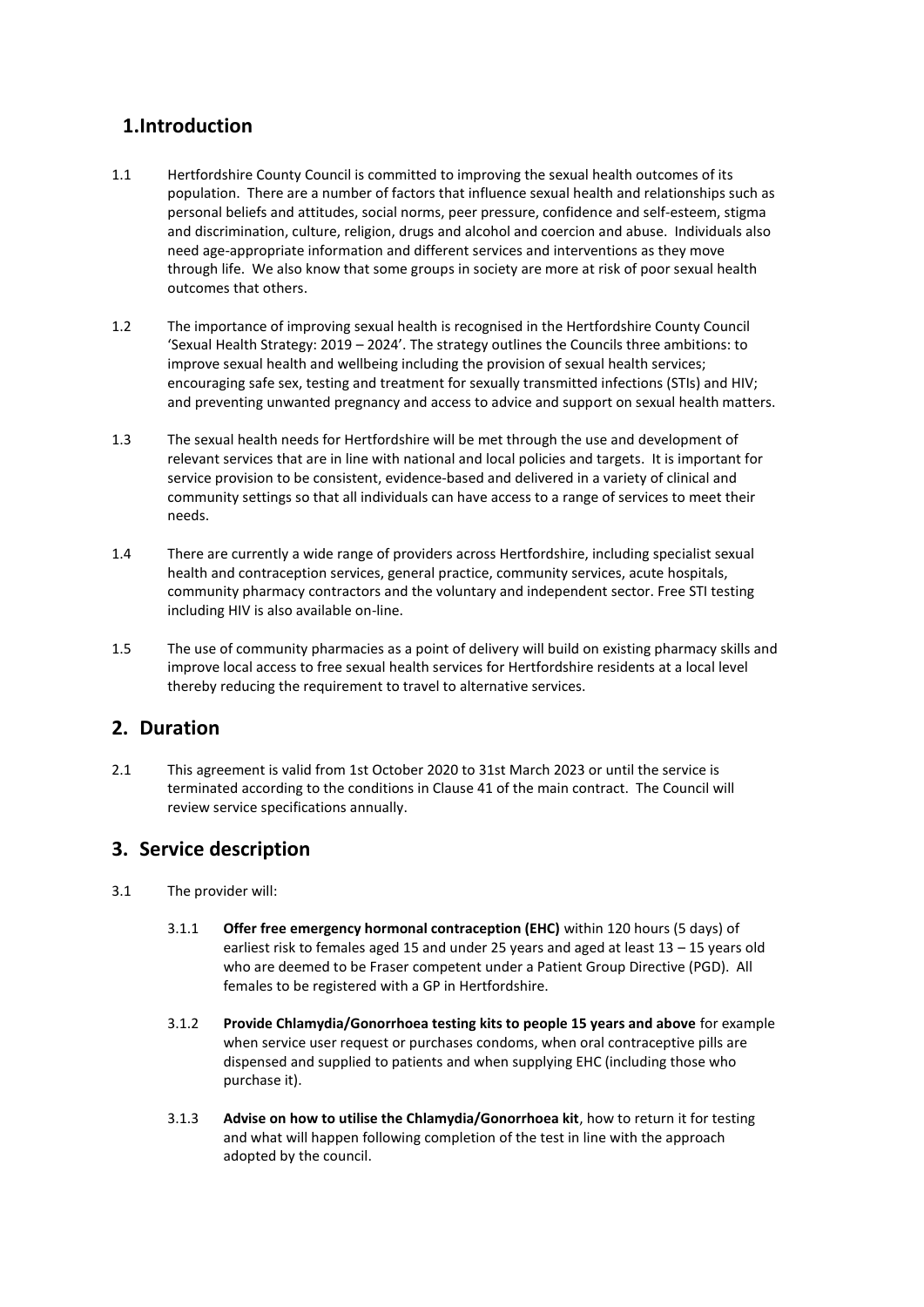## 1.Introduction

1.1 Hertfordshire County Council is committed to improving the sexual health outcomes of its population. There are a number of factors that influence sexual health and relationships such as personal beliefs and attitudes, social norms, peer pressure, confidence and self-esteem, stigma and discrimination, culture, religion, drugs and alcohol and coercion and abuse. Individuals also need age-appropriate information and different services and interventions as they move through life. We also know that some groups in society are more at risk of poor sexual health outcomes that others.

1.2 The importance of improving sexual health is recognised in the Hertfordshire County Council 'Sexual Health Strategy: 2019 – 2024'. The strategy outlines the Councils three ambitions: to improve sexual health and wellbeing including the provision of sexual health services; encouraging safe sex, testing and treatment for sexually transmitted infections (STIs) and HIV; and preventing unwanted pregnancy and access to advice and support on sexual health matters.

1.3 The sexual health needs for Hertfordshire will be met through the use and development of relevant services that are in line with national and local policies and targets. It is important for service provision to be consistent, evidence-based and delivered in a variety of clinical and community settings so that all individuals can have access to a range of services to meet their needs.

1.4 There are currently a wide range of providers across Hertfordshire, including specialist sexual health and contraception services, general practice, community services, acute hospitals, community pharmacy contractors and the voluntary and independent sector. Free STI testing including HIV is also available on-line.

1.5 The use of community pharmacies as a point of delivery will build on existing pharmacy skills and improve local access to free sexual health services for Hertfordshire residents at a local level thereby reducing the requirement to travel to alternative services.

## 2. Duration

2.1 This agreement is valid from 1st October 2020 to 31st March 2023 or until the service is terminated according to the conditions in Clause 41 of the main contract. The Council will review service specifications annually.

## 3. Service description

3.1 The provider will:

3.1.1 **Offer free emergency hormonal contraception (EHC)** within 120 hours (5 days) of earliest risk to females aged 15 and under 25 years and aged at least 13 – 15 years old who are deemed to be Fraser competent under a Patient Group Directive (PGD). All females to be registered with a GP in Hertfordshire.

3.1.2 **Provide Chlamydia/Gonorrhoea testing kits to people 15 years and above** for example when service user request or purchases condoms, when oral contraceptive pills are dispensed and supplied to patients and when supplying EHC (including those who purchase it).

3.1.3 **Advise on how to utilise the Chlamydia/Gonorrhoea kit**, how to return it for testing and what will happen following completion of the test in line with the approach adopted by the council.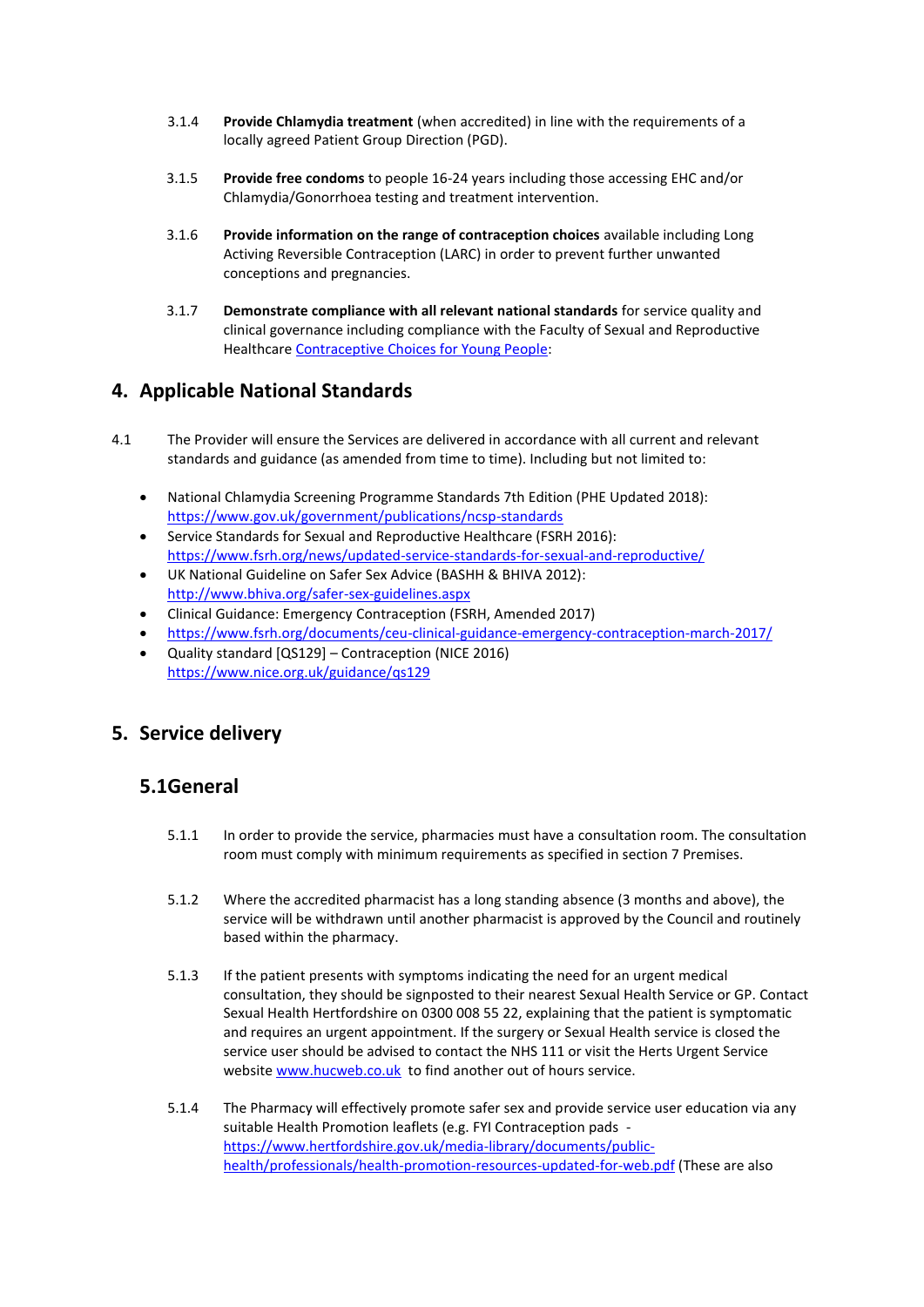3.1.4 **Provide Chlamydia treatment** (when accredited) in line with the requirements of a locally agreed Patient Group Direction (PGD).

3.1.5 **Provide free condoms** to people 16-24 years including those accessing EHC and/or Chlamydia/Gonorrhoea testing and treatment intervention.

3.1.6 **Provide information on the range of contraception choices** available including Long Activing Reversible Contraception (LARC) in order to prevent further unwanted conceptions and pregnancies.

3.1.7 **Demonstrate compliance with all relevant national standards** for service quality and clinical governance including compliance with the Faculty of Sexual and Reproductive Healthcare [Contraceptive Choices for Young People](Contraceptive Choices for Young People):

## 4. Applicable National Standards

4.1 The Provider will ensure the Services are delivered in accordance with all current and relevant standards and guidance (as amended from time to time). Including but not limited to:

- National Chlamydia Screening Programme Standards 7th Edition (PHE Updated 2018): https://www.gov.uk/government/publications/ncsp-standards
- Service Standards for Sexual and Reproductive Healthcare (FSRH 2016): https://www.fsrh.org/news/updated-service-standards-for-sexual-and-reproductive/
- UK National Guideline on Safer Sex Advice (BASHH & BHIVA 2012): http://www.bhiva.org/safer-sex-guidelines.aspx
- Clinical Guidance: Emergency Contraception (FSRH, Amended 2017)
- https://www.fsrh.org/documents/ceu-clinical-guidance-emergency-contraception-march-2017/
- Quality standard [QS129] – Contraception (NICE 2016) https://www.nice.org.uk/guidance/qs129

## 5. Service delivery

### 5.1General

5.1.1 In order to provide the service, pharmacies must have a consultation room. The consultation room must comply with minimum requirements as specified in section 7 Premises.

5.1.2 Where the accredited pharmacist has a long standing absence (3 months and above), the service will be withdrawn until another pharmacist is approved by the Council and routinely based within the pharmacy.

5.1.3 If the patient presents with symptoms indicating the need for an urgent medical consultation, they should be signposted to their nearest Sexual Health Service or GP. Contact Sexual Health Hertfordshire on 0300 008 55 22, explaining that the patient is symptomatic and requires an urgent appointment. If the surgery or Sexual Health service is closed the service user should be advised to contact the NHS 111 or visit the Herts Urgent Service website www.hucweb.co.uk to find another out of hours service.

5.1.4 The Pharmacy will effectively promote safer sex and provide service user education via any suitable Health Promotion leaflets (e.g. FYI Contraception pads - https://www.hertfordshire.gov.uk/media-library/documents/public-health/professionals/health-promotion-resources-updated-for-web.pdf (These are also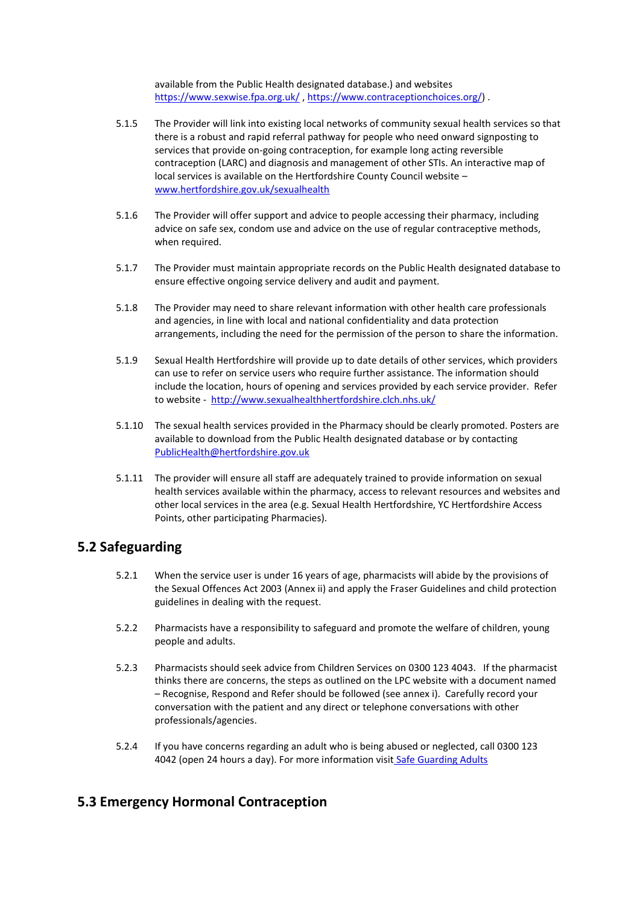available from the Public Health designated database.) and websites [https://www.sexwise.fpa.org.uk/](https://www.sexwise.fpa.org.uk/) , [https://www.contraceptionchoices.org/](https://www.contraceptionchoices.org/)) .

5.1.5 The Provider will link into existing local networks of community sexual health services so that there is a robust and rapid referral pathway for people who need onward signposting to services that provide on-going contraception, for example long acting reversible contraception (LARC) and diagnosis and management of other STIs. An interactive map of local services is available on the Hertfordshire County Council website – [www.hertfordshire.gov.uk/sexualhealth](http://www.hertfordshire.gov.uk/sexualhealth)

5.1.6 The Provider will offer support and advice to people accessing their pharmacy, including advice on safe sex, condom use and advice on the use of regular contraceptive methods, when required.

5.1.7 The Provider must maintain appropriate records on the Public Health designated database to ensure effective ongoing service delivery and audit and payment.

5.1.8 The Provider may need to share relevant information with other health care professionals and agencies, in line with local and national confidentiality and data protection arrangements, including the need for the permission of the person to share the information.

5.1.9 Sexual Health Hertfordshire will provide up to date details of other services, which providers can use to refer on service users who require further assistance. The information should include the location, hours of opening and services provided by each service provider. Refer to website - [http://www.sexualhealthhertfordshire.clch.nhs.uk/](http://www.sexualhealthhertfordshire.clch.nhs.uk/)

5.1.10 The sexual health services provided in the Pharmacy should be clearly promoted. Posters are available to download from the Public Health designated database or by contacting [PublicHealth@hertfordshire.gov.uk](mailto:PublicHealth@hertfordshire.gov.uk)

5.1.11 The provider will ensure all staff are adequately trained to provide information on sexual health services available within the pharmacy, access to relevant resources and websites and other local services in the area (e.g. Sexual Health Hertfordshire, YC Hertfordshire Access Points, other participating Pharmacies).

## 5.2 Safeguarding

5.2.1 When the service user is under 16 years of age, pharmacists will abide by the provisions of the Sexual Offences Act 2003 (Annex ii) and apply the Fraser Guidelines and child protection guidelines in dealing with the request.

5.2.2 Pharmacists have a responsibility to safeguard and promote the welfare of children, young people and adults.

5.2.3 Pharmacists should seek advice from Children Services on 0300 123 4043. If the pharmacist thinks there are concerns, the steps as outlined on the LPC website with a document named – Recognise, Respond and Refer should be followed (see annex i). Carefully record your conversation with the patient and any direct or telephone conversations with other professionals/agencies.

5.2.4 If you have concerns regarding an adult who is being abused or neglected, call 0300 123 4042 (open 24 hours a day). For more information visit Safe Guarding Adults

## 5.3 Emergency Hormonal Contraception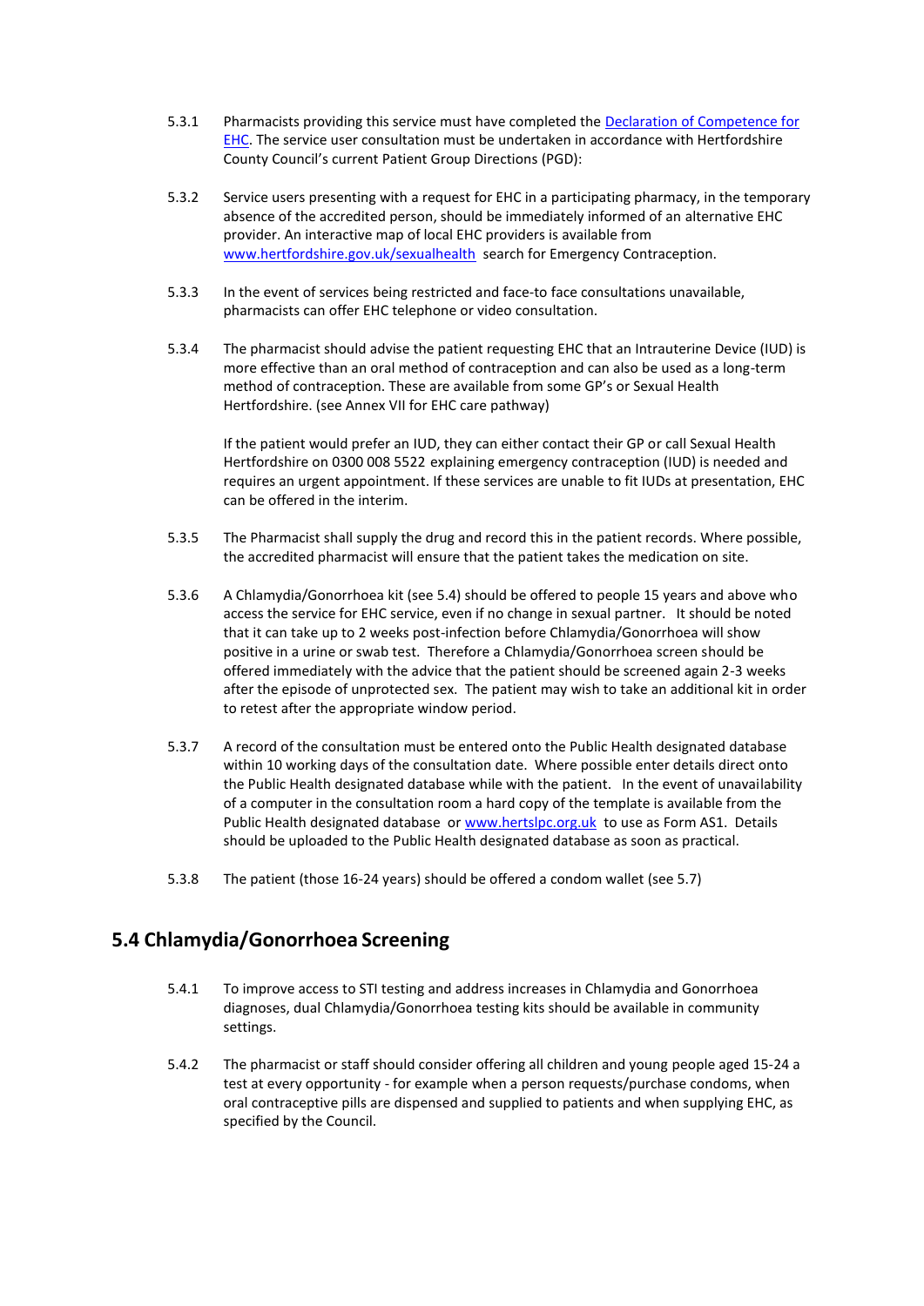5.3.1 Pharmacists providing this service must have completed the [Declaration of Competence for EHC](). The service user consultation must be undertaken in accordance with Hertfordshire County Council's current Patient Group Directions (PGD):

5.3.2 Service users presenting with a request for EHC in a participating pharmacy, in the temporary absence of the accredited person, should be immediately informed of an alternative EHC provider. An interactive map of local EHC providers is available from www.hertfordshire.gov.uk/sexualhealth search for Emergency Contraception.

5.3.3 In the event of services being restricted and face-to face consultations unavailable, pharmacists can offer EHC telephone or video consultation.

5.3.4 The pharmacist should advise the patient requesting EHC that an Intrauterine Device (IUD) is more effective than an oral method of contraception and can also be used as a long-term method of contraception. These are available from some GP's or Sexual Health Hertfordshire. (see Annex VII for EHC care pathway)

If the patient would prefer an IUD, they can either contact their GP or call Sexual Health Hertfordshire on 0300 008 5522 explaining emergency contraception (IUD) is needed and requires an urgent appointment. If these services are unable to fit IUDs at presentation, EHC can be offered in the interim.

5.3.5 The Pharmacist shall supply the drug and record this in the patient records. Where possible, the accredited pharmacist will ensure that the patient takes the medication on site.

5.3.6 A Chlamydia/Gonorrhoea kit (see 5.4) should be offered to people 15 years and above who access the service for EHC service, even if no change in sexual partner. It should be noted that it can take up to 2 weeks post-infection before Chlamydia/Gonorrhoea will show positive in a urine or swab test. Therefore a Chlamydia/Gonorrhoea screen should be offered immediately with the advice that the patient should be screened again 2-3 weeks after the episode of unprotected sex. The patient may wish to take an additional kit in order to retest after the appropriate window period.

5.3.7 A record of the consultation must be entered onto the Public Health designated database within 10 working days of the consultation date. Where possible enter details direct onto the Public Health designated database while with the patient. In the event of unavailability of a computer in the consultation room a hard copy of the template is available from the Public Health designated database or www.hertslpc.org.uk to use as Form AS1. Details should be uploaded to the Public Health designated database as soon as practical.

5.3.8 The patient (those 16-24 years) should be offered a condom wallet (see 5.7)

## 5.4 Chlamydia/Gonorrhoea Screening

5.4.1 To improve access to STI testing and address increases in Chlamydia and Gonorrhoea diagnoses, dual Chlamydia/Gonorrhoea testing kits should be available in community settings.

5.4.2 The pharmacist or staff should consider offering all children and young people aged 15-24 a test at every opportunity - for example when a person requests/purchase condoms, when oral contraceptive pills are dispensed and supplied to patients and when supplying EHC, as specified by the Council.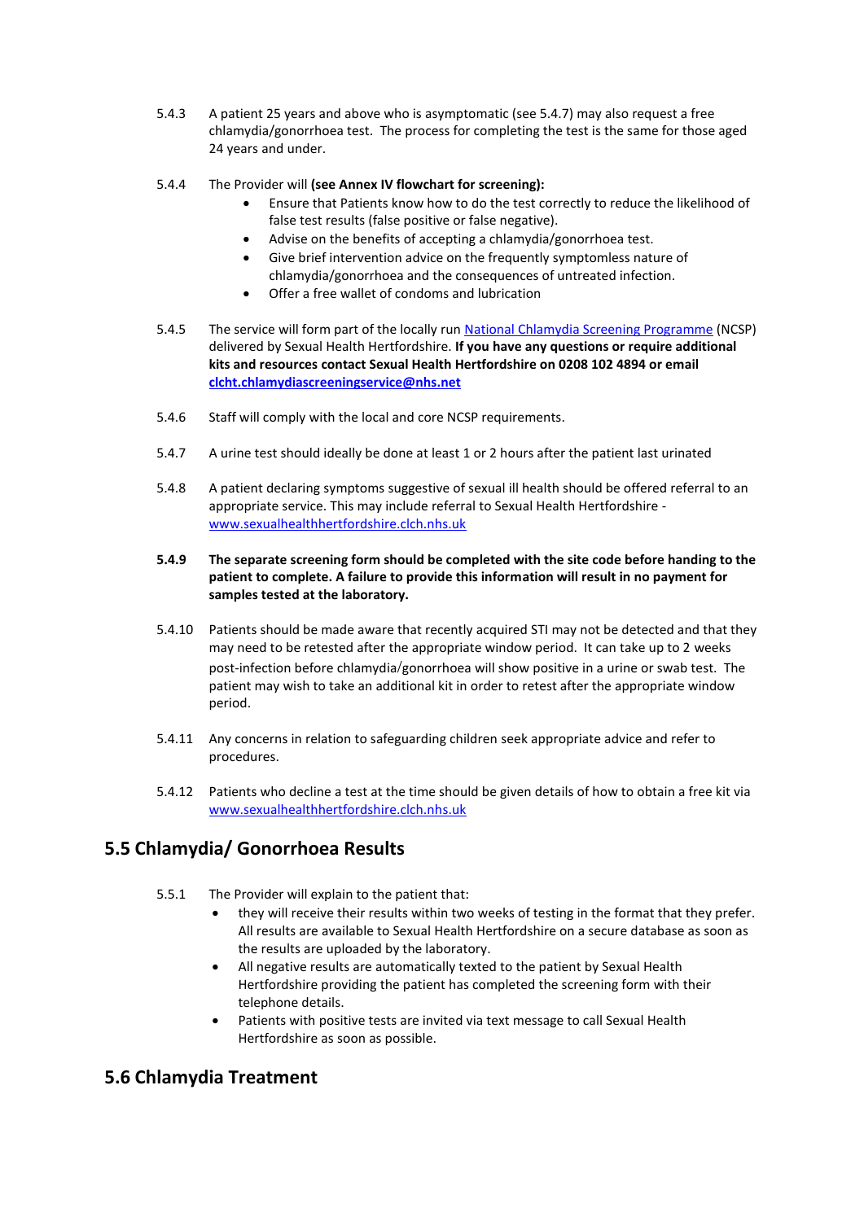5.4.3 A patient 25 years and above who is asymptomatic (see 5.4.7) may also request a free chlamydia/gonorrhoea test. The process for completing the test is the same for those aged 24 years and under.

5.4.4 The Provider will **(see Annex IV flowchart for screening):**

- Ensure that Patients know how to do the test correctly to reduce the likelihood of false test results (false positive or false negative).
- Advise on the benefits of accepting a chlamydia/gonorrhoea test.
- Give brief intervention advice on the frequently symptomless nature of chlamydia/gonorrhoea and the consequences of untreated infection.
- Offer a free wallet of condoms and lubrication

5.4.5 The service will form part of the locally run [National Chlamydia Screening Programme](#) (NCSP) delivered by Sexual Health Hertfordshire. **If you have any questions or require additional kits and resources contact Sexual Health Hertfordshire on 0208 102 4894 or email [clcht.chlamydiascreeningservice@nhs.net](mailto:clcht.chlamydiascreeningservice@nhs.net)**

5.4.6 Staff will comply with the local and core NCSP requirements.

5.4.7 A urine test should ideally be done at least 1 or 2 hours after the patient last urinated

5.4.8 A patient declaring symptoms suggestive of sexual ill health should be offered referral to an appropriate service. This may include referral to Sexual Health Hertfordshire - [www.sexualhealthhertfordshire.clch.nhs.uk](http://www.sexualhealthhertfordshire.clch.nhs.uk)

**5.4.9 The separate screening form should be completed with the site code before handing to the patient to complete. A failure to provide this information will result in no payment for samples tested at the laboratory.**

5.4.10 Patients should be made aware that recently acquired STI may not be detected and that they may need to be retested after the appropriate window period. It can take up to 2 weeks post-infection before chlamydia/gonorrhoea will show positive in a urine or swab test. The patient may wish to take an additional kit in order to retest after the appropriate window period.

5.4.11 Any concerns in relation to safeguarding children seek appropriate advice and refer to procedures.

5.4.12 Patients who decline a test at the time should be given details of how to obtain a free kit via [www.sexualhealthhertfordshire.clch.nhs.uk](http://www.sexualhealthhertfordshire.clch.nhs.uk)

## 5.5 Chlamydia/ Gonorrhoea Results

5.5.1 The Provider will explain to the patient that:

- they will receive their results within two weeks of testing in the format that they prefer. All results are available to Sexual Health Hertfordshire on a secure database as soon as the results are uploaded by the laboratory.
- All negative results are automatically texted to the patient by Sexual Health Hertfordshire providing the patient has completed the screening form with their telephone details.
- Patients with positive tests are invited via text message to call Sexual Health Hertfordshire as soon as possible.

## 5.6 Chlamydia Treatment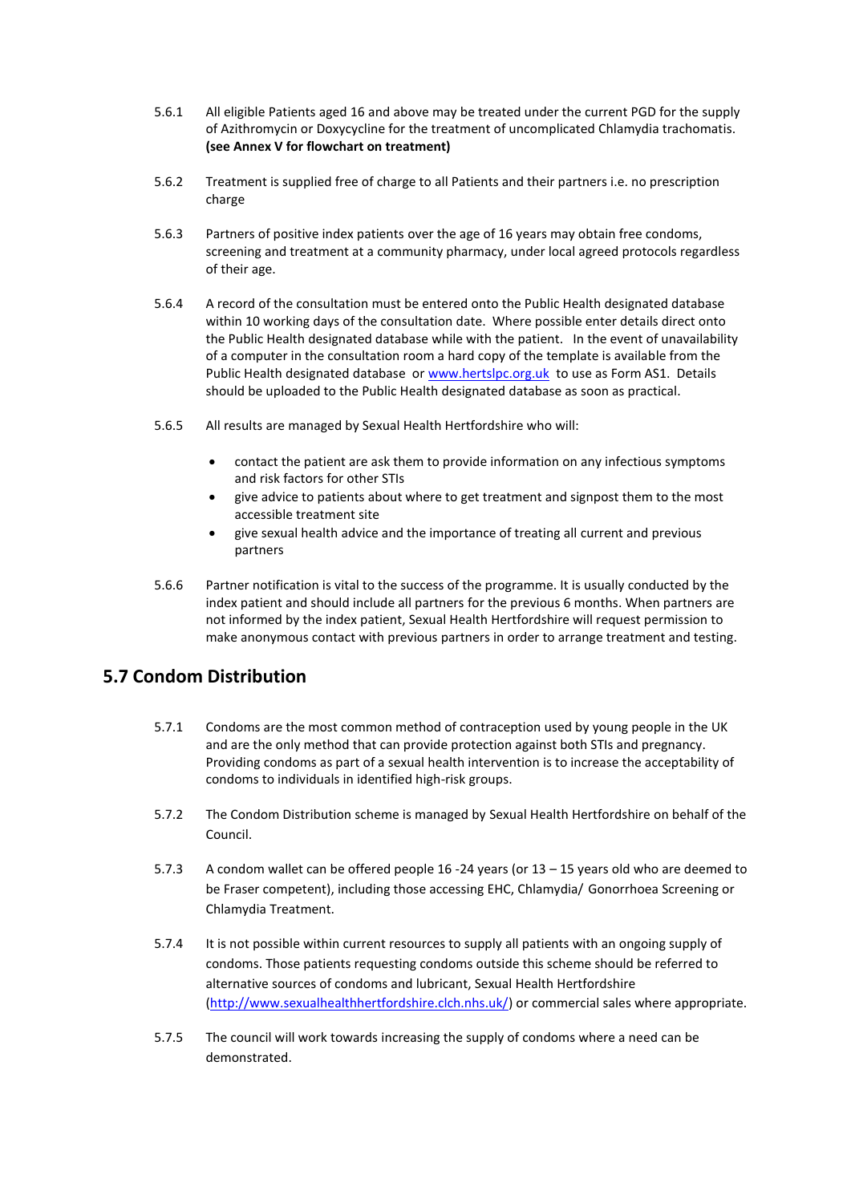5.6.1 All eligible Patients aged 16 and above may be treated under the current PGD for the supply of Azithromycin or Doxycycline for the treatment of uncomplicated Chlamydia trachomatis. **(see Annex V for flowchart on treatment)**

5.6.2 Treatment is supplied free of charge to all Patients and their partners i.e. no prescription charge

5.6.3 Partners of positive index patients over the age of 16 years may obtain free condoms, screening and treatment at a community pharmacy, under local agreed protocols regardless of their age.

5.6.4 A record of the consultation must be entered onto the Public Health designated database within 10 working days of the consultation date. Where possible enter details direct onto the Public Health designated database while with the patient. In the event of unavailability of a computer in the consultation room a hard copy of the template is available from the Public Health designated database or [www.hertslpc.org.uk](www.hertslpc.org.uk) to use as Form AS1. Details should be uploaded to the Public Health designated database as soon as practical.

5.6.5 All results are managed by Sexual Health Hertfordshire who will:

- contact the patient are ask them to provide information on any infectious symptoms and risk factors for other STIs
- give advice to patients about where to get treatment and signpost them to the most accessible treatment site
- give sexual health advice and the importance of treating all current and previous partners

5.6.6 Partner notification is vital to the success of the programme. It is usually conducted by the index patient and should include all partners for the previous 6 months. When partners are not informed by the index patient, Sexual Health Hertfordshire will request permission to make anonymous contact with previous partners in order to arrange treatment and testing.

## 5.7 Condom Distribution

5.7.1 Condoms are the most common method of contraception used by young people in the UK and are the only method that can provide protection against both STIs and pregnancy. Providing condoms as part of a sexual health intervention is to increase the acceptability of condoms to individuals in identified high-risk groups.

5.7.2 The Condom Distribution scheme is managed by Sexual Health Hertfordshire on behalf of the Council.

5.7.3 A condom wallet can be offered people 16 -24 years (or 13 – 15 years old who are deemed to be Fraser competent), including those accessing EHC, Chlamydia/ Gonorrhoea Screening or Chlamydia Treatment.

5.7.4 It is not possible within current resources to supply all patients with an ongoing supply of condoms. Those patients requesting condoms outside this scheme should be referred to alternative sources of condoms and lubricant, Sexual Health Hertfordshire ([http://www.sexualhealthhertfordshire.clch.nhs.uk/](http://www.sexualhealthhertfordshire.clch.nhs.uk/)) or commercial sales where appropriate.

5.7.5 The council will work towards increasing the supply of condoms where a need can be demonstrated.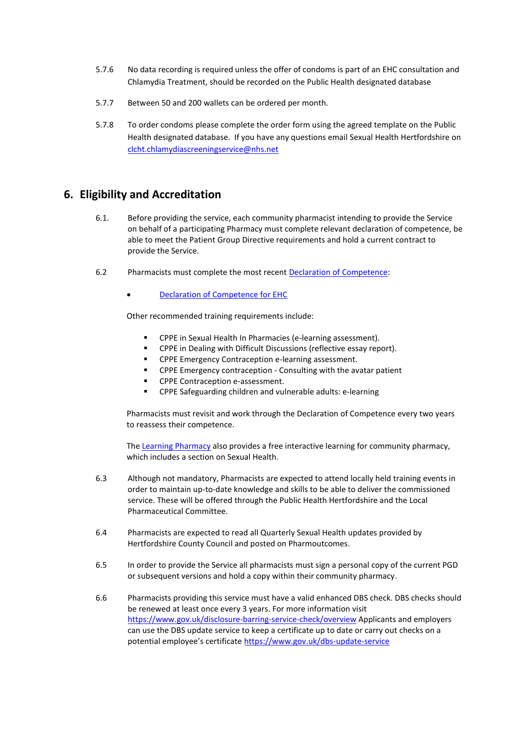5.7.6 No data recording is required unless the offer of condoms is part of an EHC consultation and Chlamydia Treatment, should be recorded on the Public Health designated database

5.7.7 Between 50 and 200 wallets can be ordered per month.

5.7.8 To order condoms please complete the order form using the agreed template on the Public Health designated database. If you have any questions email Sexual Health Hertfordshire on [clcht.chlamydiascreeningservice@nhs.net](mailto:clcht.chlamydiascreeningservice@nhs.net)

## 6. Eligibility and Accreditation

6.1. Before providing the service, each community pharmacist intending to provide the Service on behalf of a participating Pharmacy must complete relevant declaration of competence, be able to meet the Patient Group Directive requirements and hold a current contract to provide the Service.

6.2 Pharmacists must complete the most recent Declaration of Competence:

- Declaration of Competence for EHC

Other recommended training requirements include:

- CPPE in Sexual Health In Pharmacies (e-learning assessment).
- CPPE in Dealing with Difficult Discussions (reflective essay report).
- CPPE Emergency Contraception e-learning assessment.
- CPPE Emergency contraception - Consulting with the avatar patient
- CPPE Contraception e-assessment.
- CPPE Safeguarding children and vulnerable adults: e-learning

Pharmacists must revisit and work through the Declaration of Competence every two years to reassess their competence.

The Learning Pharmacy also provides a free interactive learning for community pharmacy, which includes a section on Sexual Health.

6.3 Although not mandatory, Pharmacists are expected to attend locally held training events in order to maintain up-to-date knowledge and skills to be able to deliver the commissioned service. These will be offered through the Public Health Hertfordshire and the Local Pharmaceutical Committee.

6.4 Pharmacists are expected to read all Quarterly Sexual Health updates provided by Hertfordshire County Council and posted on Pharmoutcomes.

6.5 In order to provide the Service all pharmacists must sign a personal copy of the current PGD or subsequent versions and hold a copy within their community pharmacy.

6.6 Pharmacists providing this service must have a valid enhanced DBS check. DBS checks should be renewed at least once every 3 years. For more information visit https://www.gov.uk/disclosure-barring-service-check/overview Applicants and employers can use the DBS update service to keep a certificate up to date or carry out checks on a potential employee's certificate https://www.gov.uk/dbs-update-service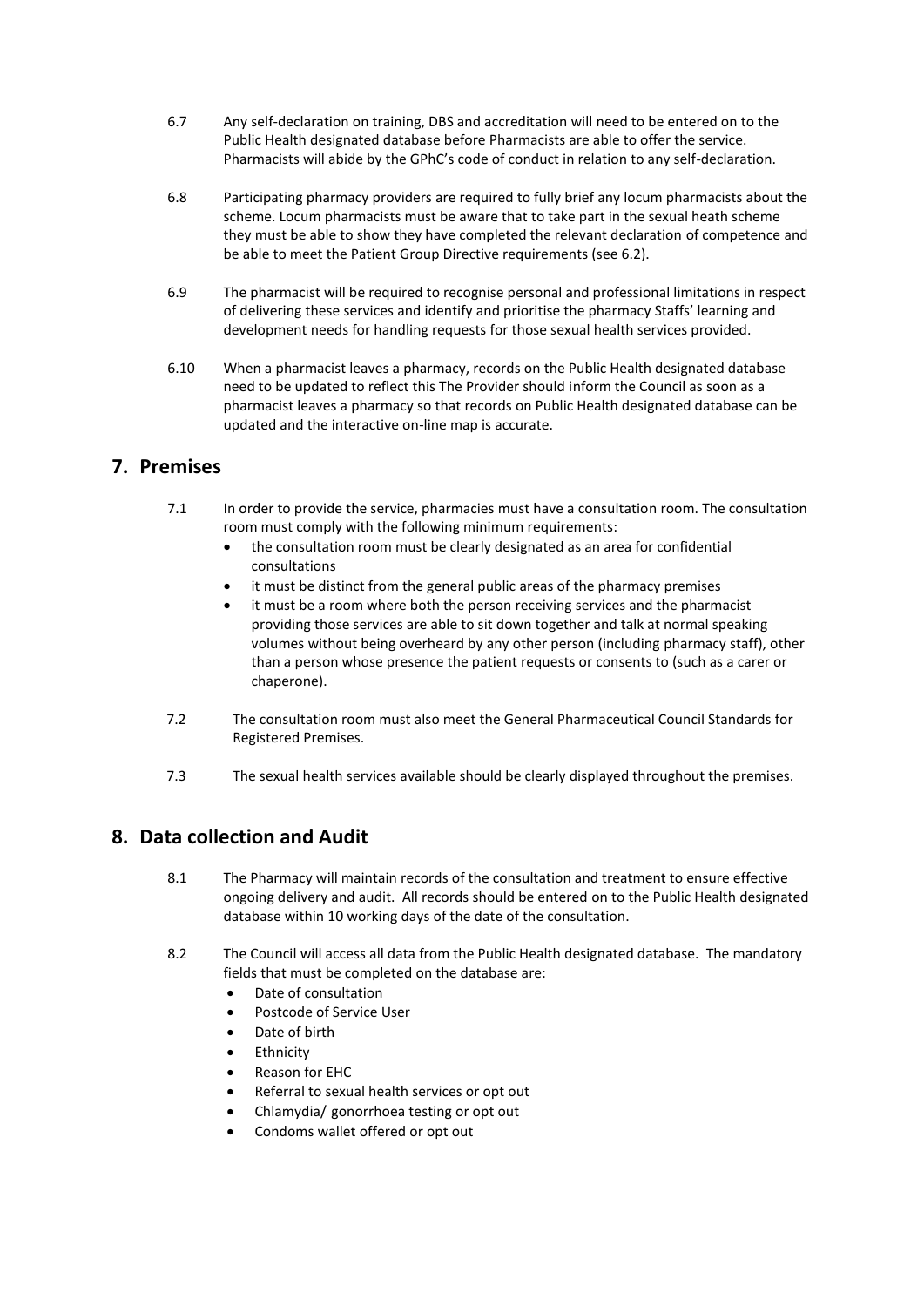6.7 Any self-declaration on training, DBS and accreditation will need to be entered on to the Public Health designated database before Pharmacists are able to offer the service. Pharmacists will abide by the GPhC's code of conduct in relation to any self-declaration.

6.8 Participating pharmacy providers are required to fully brief any locum pharmacists about the scheme. Locum pharmacists must be aware that to take part in the sexual heath scheme they must be able to show they have completed the relevant declaration of competence and be able to meet the Patient Group Directive requirements (see 6.2).

6.9 The pharmacist will be required to recognise personal and professional limitations in respect of delivering these services and identify and prioritise the pharmacy Staffs' learning and development needs for handling requests for those sexual health services provided.

6.10 When a pharmacist leaves a pharmacy, records on the Public Health designated database need to be updated to reflect this The Provider should inform the Council as soon as a pharmacist leaves a pharmacy so that records on Public Health designated database can be updated and the interactive on-line map is accurate.

## 7. Premises

7.1 In order to provide the service, pharmacies must have a consultation room. The consultation room must comply with the following minimum requirements:

- the consultation room must be clearly designated as an area for confidential consultations
- it must be distinct from the general public areas of the pharmacy premises
- it must be a room where both the person receiving services and the pharmacist providing those services are able to sit down together and talk at normal speaking volumes without being overheard by any other person (including pharmacy staff), other than a person whose presence the patient requests or consents to (such as a carer or chaperone).

7.2 The consultation room must also meet the General Pharmaceutical Council Standards for Registered Premises.

7.3 The sexual health services available should be clearly displayed throughout the premises.

## 8. Data collection and Audit

8.1 The Pharmacy will maintain records of the consultation and treatment to ensure effective ongoing delivery and audit. All records should be entered on to the Public Health designated database within 10 working days of the date of the consultation.

8.2 The Council will access all data from the Public Health designated database. The mandatory fields that must be completed on the database are:

- Date of consultation
- Postcode of Service User
- Date of birth
- Ethnicity
- Reason for EHC
- Referral to sexual health services or opt out
- Chlamydia/ gonorrhoea testing or opt out
- Condoms wallet offered or opt out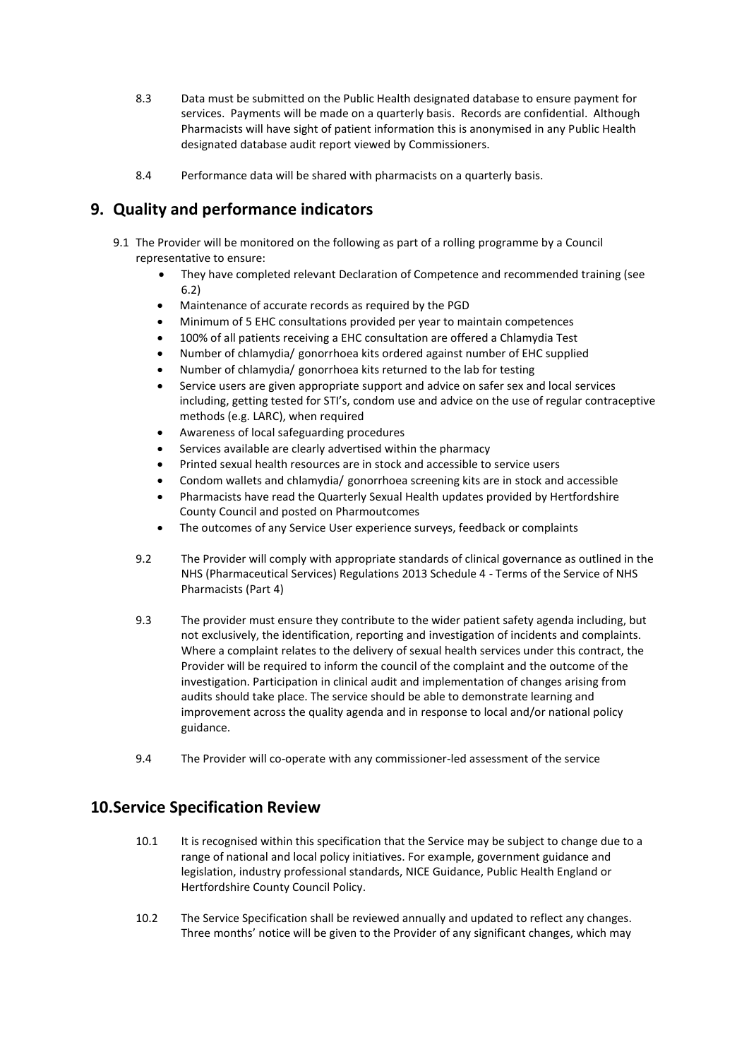8.3 Data must be submitted on the Public Health designated database to ensure payment for services. Payments will be made on a quarterly basis. Records are confidential. Although Pharmacists will have sight of patient information this is anonymised in any Public Health designated database audit report viewed by Commissioners.

8.4 Performance data will be shared with pharmacists on a quarterly basis.

## 9. Quality and performance indicators

9.1 The Provider will be monitored on the following as part of a rolling programme by a Council representative to ensure:

- They have completed relevant Declaration of Competence and recommended training (see 6.2)
- Maintenance of accurate records as required by the PGD
- Minimum of 5 EHC consultations provided per year to maintain competences
- 100% of all patients receiving a EHC consultation are offered a Chlamydia Test
- Number of chlamydia/ gonorrhoea kits ordered against number of EHC supplied
- Number of chlamydia/ gonorrhoea kits returned to the lab for testing
- Service users are given appropriate support and advice on safer sex and local services including, getting tested for STI's, condom use and advice on the use of regular contraceptive methods (e.g. LARC), when required
- Awareness of local safeguarding procedures
- Services available are clearly advertised within the pharmacy
- Printed sexual health resources are in stock and accessible to service users
- Condom wallets and chlamydia/ gonorrhoea screening kits are in stock and accessible
- Pharmacists have read the Quarterly Sexual Health updates provided by Hertfordshire County Council and posted on Pharmoutcomes
- The outcomes of any Service User experience surveys, feedback or complaints

9.2 The Provider will comply with appropriate standards of clinical governance as outlined in the NHS (Pharmaceutical Services) Regulations 2013 Schedule 4 - Terms of the Service of NHS Pharmacists (Part 4)

9.3 The provider must ensure they contribute to the wider patient safety agenda including, but not exclusively, the identification, reporting and investigation of incidents and complaints. Where a complaint relates to the delivery of sexual health services under this contract, the Provider will be required to inform the council of the complaint and the outcome of the investigation. Participation in clinical audit and implementation of changes arising from audits should take place. The service should be able to demonstrate learning and improvement across the quality agenda and in response to local and/or national policy guidance.

9.4 The Provider will co-operate with any commissioner-led assessment of the service

## 10. Service Specification Review

10.1 It is recognised within this specification that the Service may be subject to change due to a range of national and local policy initiatives. For example, government guidance and legislation, industry professional standards, NICE Guidance, Public Health England or Hertfordshire County Council Policy.

10.2 The Service Specification shall be reviewed annually and updated to reflect any changes. Three months' notice will be given to the Provider of any significant changes, which may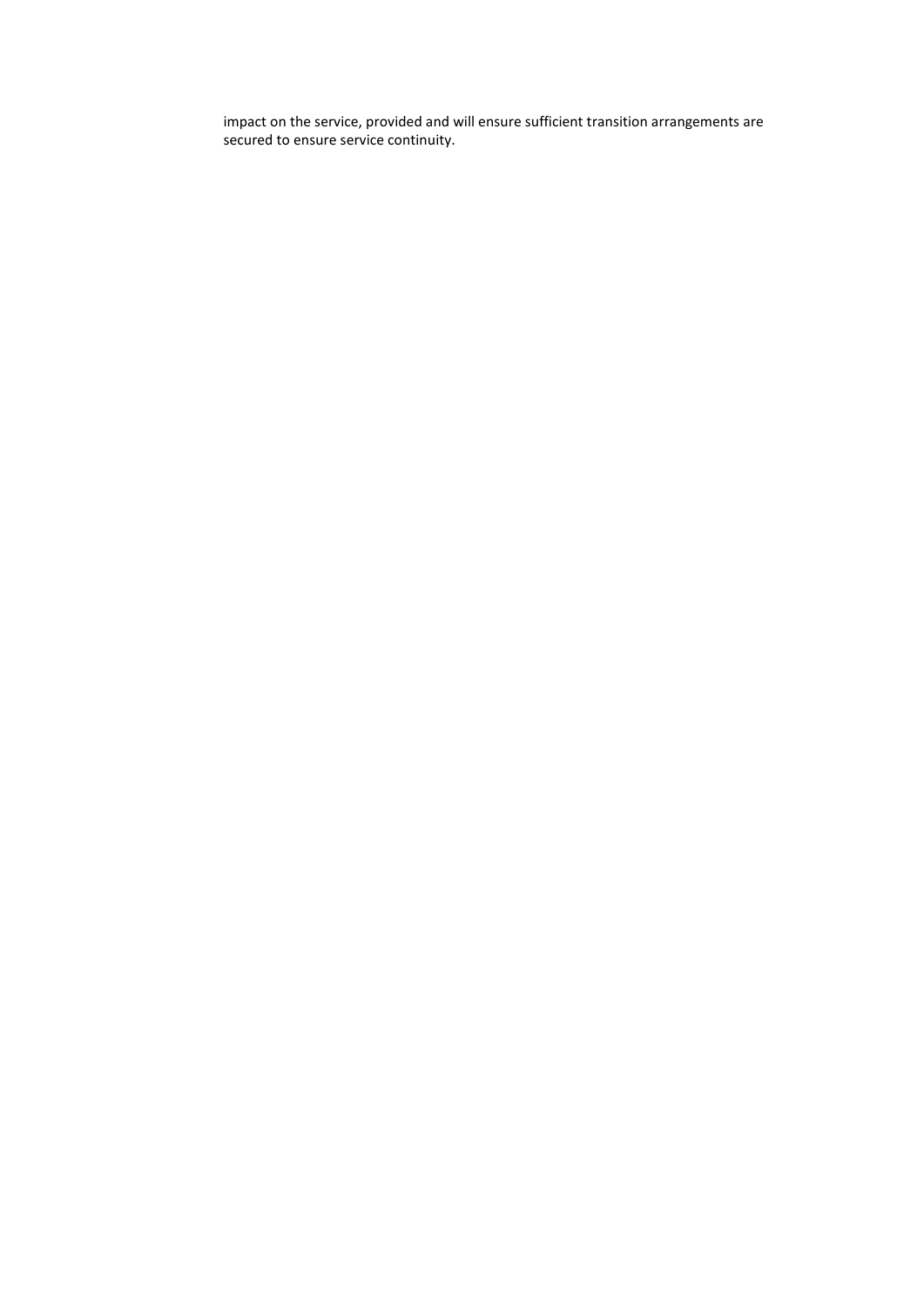impact on the service, provided and will ensure sufficient transition arrangements are secured to ensure service continuity.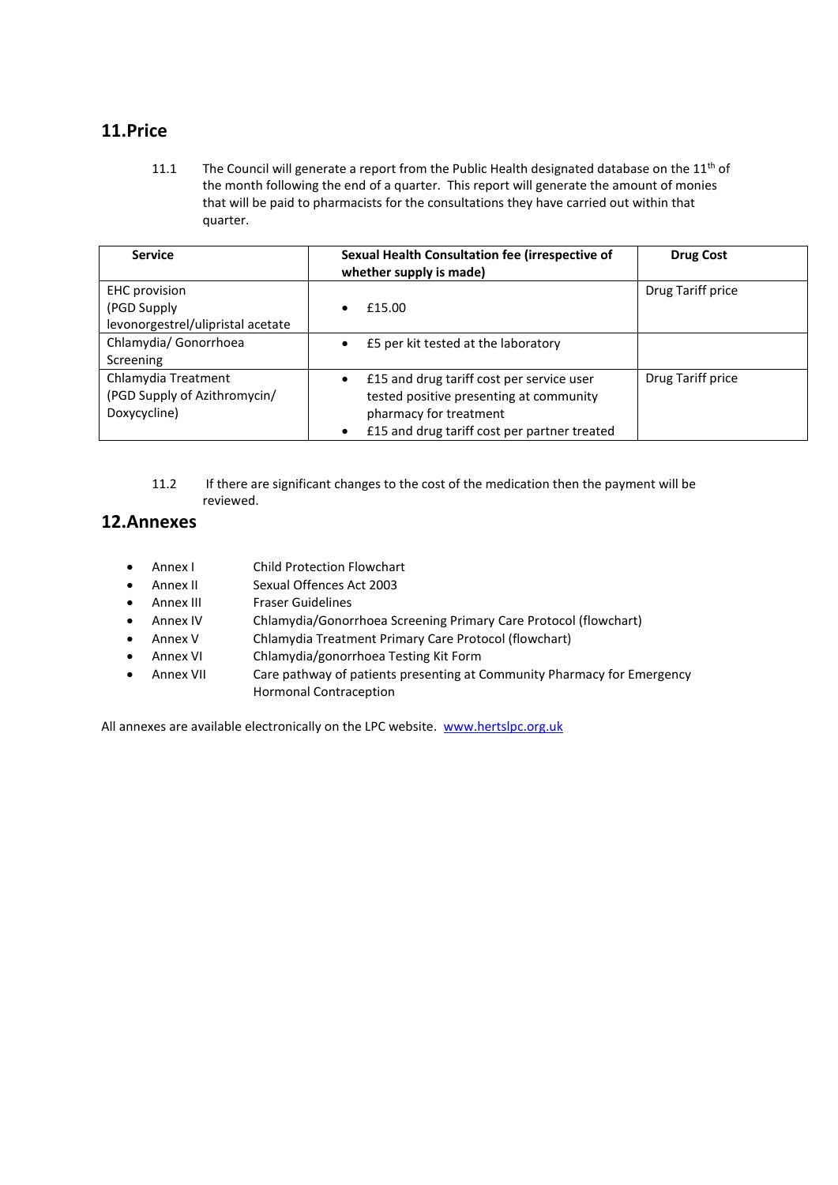## 11. Price

11.1 The Council will generate a report from the Public Health designated database on the 11th of the month following the end of a quarter. This report will generate the amount of monies that will be paid to pharmacists for the consultations they have carried out within that quarter.

| Service | Sexual Health Consultation fee (irrespective of whether supply is made) | Drug Cost |
|---|---|---|
| EHC provision (PGD Supply levonorgestrel/ulipristal acetate | • £15.00 | Drug Tariff price |
| Chlamydia/ Gonorrhoea Screening | • £5 per kit tested at the laboratory | |
| Chlamydia Treatment (PGD Supply of Azithromycin/ Doxycycline) | • £15 and drug tariff cost per service user tested positive presenting at community pharmacy for treatment<br>• £15 and drug tariff cost per partner treated | Drug Tariff price |

11.2 If there are significant changes to the cost of the medication then the payment will be reviewed.

## 12. Annexes

- Annex I — Child Protection Flowchart
- Annex II — Sexual Offences Act 2003
- Annex III — Fraser Guidelines
- Annex IV — Chlamydia/Gonorrhoea Screening Primary Care Protocol (flowchart)
- Annex V — Chlamydia Treatment Primary Care Protocol (flowchart)
- Annex VI — Chlamydia/gonorrhoea Testing Kit Form
- Annex VII — Care pathway of patients presenting at Community Pharmacy for Emergency Hormonal Contraception

All annexes are available electronically on the LPC website. www.hertslpc.org.uk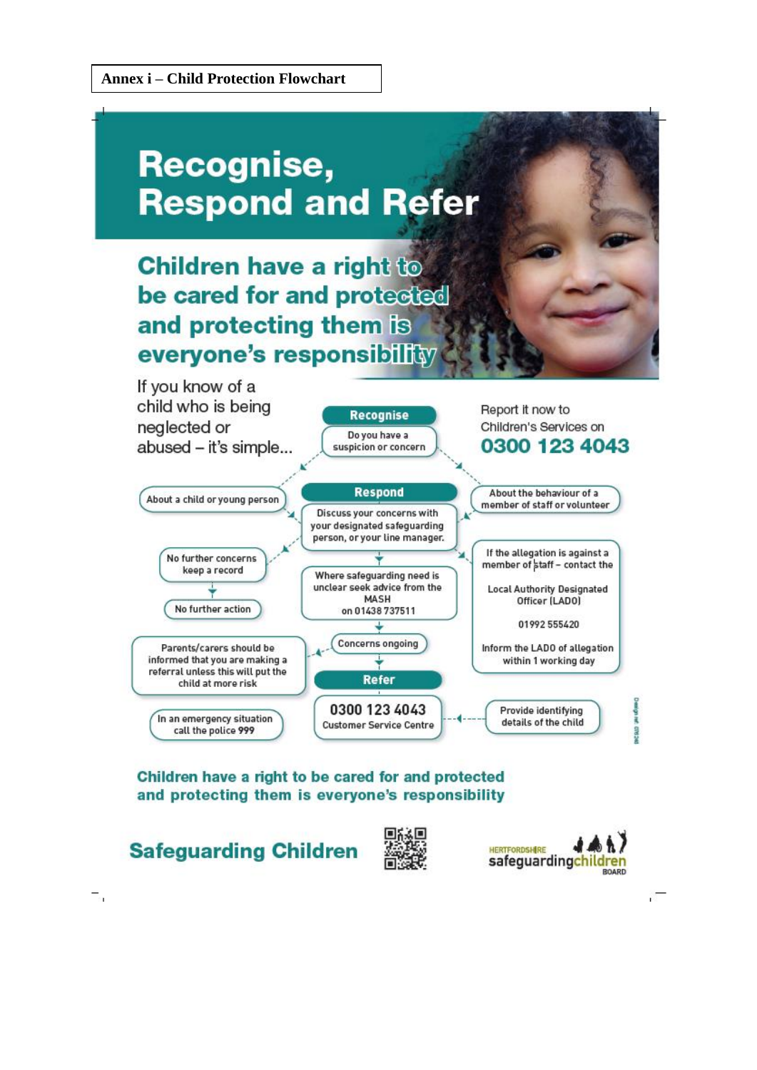**Annex i – Child Protection Flowchart**

# Recognise, Respond and Refer

## Children have a right to be cared for and protected and protecting them is everyone's responsibility

If you know of a child who is being neglected or abused – it's simple...

Report it now to Children's Services on

**0300 123 4043**

### Recognise

Do you have a suspicion or concern

- About a child or young person
- About the behaviour of a member of staff or volunteer

### Respond

Discuss your concerns with your designated safeguarding person, or your line manager.

No further concerns keep a record → No further action

Where safeguarding need is unclear seek advice from the MASH on 01438 737511

If the allegation is against a member of staff – contact the Local Authority Designated Officer (LADO) 01992 555420

Inform the LADO of allegation within 1 working day

Concerns ongoing

Parents/carers should be informed that you are making a referral unless this will put the child at more risk

### Refer

**0300 123 4043**
Customer Service Centre

Provide identifying details of the child

In an emergency situation call the police 999

**Children have a right to be cared for and protected and protecting them is everyone's responsibility**

**Safeguarding Children**

HERTFORDSHIRE safeguarding children BOARD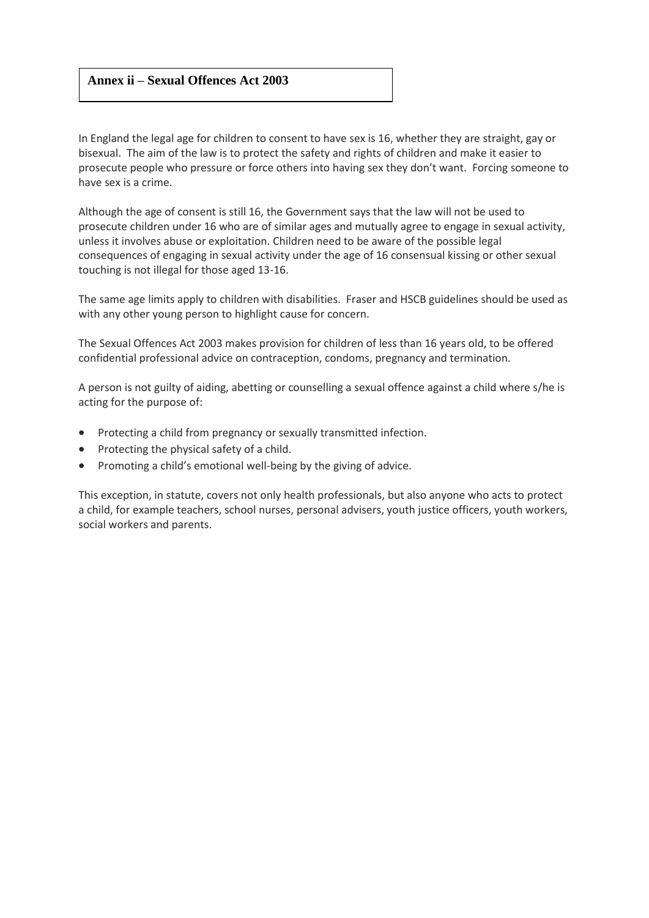## Annex ii – Sexual Offences Act 2003

In England the legal age for children to consent to have sex is 16, whether they are straight, gay or bisexual. The aim of the law is to protect the safety and rights of children and make it easier to prosecute people who pressure or force others into having sex they don't want. Forcing someone to have sex is a crime.

Although the age of consent is still 16, the Government says that the law will not be used to prosecute children under 16 who are of similar ages and mutually agree to engage in sexual activity, unless it involves abuse or exploitation. Children need to be aware of the possible legal consequences of engaging in sexual activity under the age of 16 consensual kissing or other sexual touching is not illegal for those aged 13-16.

The same age limits apply to children with disabilities. Fraser and HSCB guidelines should be used as with any other young person to highlight cause for concern.

The Sexual Offences Act 2003 makes provision for children of less than 16 years old, to be offered confidential professional advice on contraception, condoms, pregnancy and termination.

A person is not guilty of aiding, abetting or counselling a sexual offence against a child where s/he is acting for the purpose of:

- Protecting a child from pregnancy or sexually transmitted infection.
- Protecting the physical safety of a child.
- Promoting a child's emotional well-being by the giving of advice.

This exception, in statute, covers not only health professionals, but also anyone who acts to protect a child, for example teachers, school nurses, personal advisers, youth justice officers, youth workers, social workers and parents.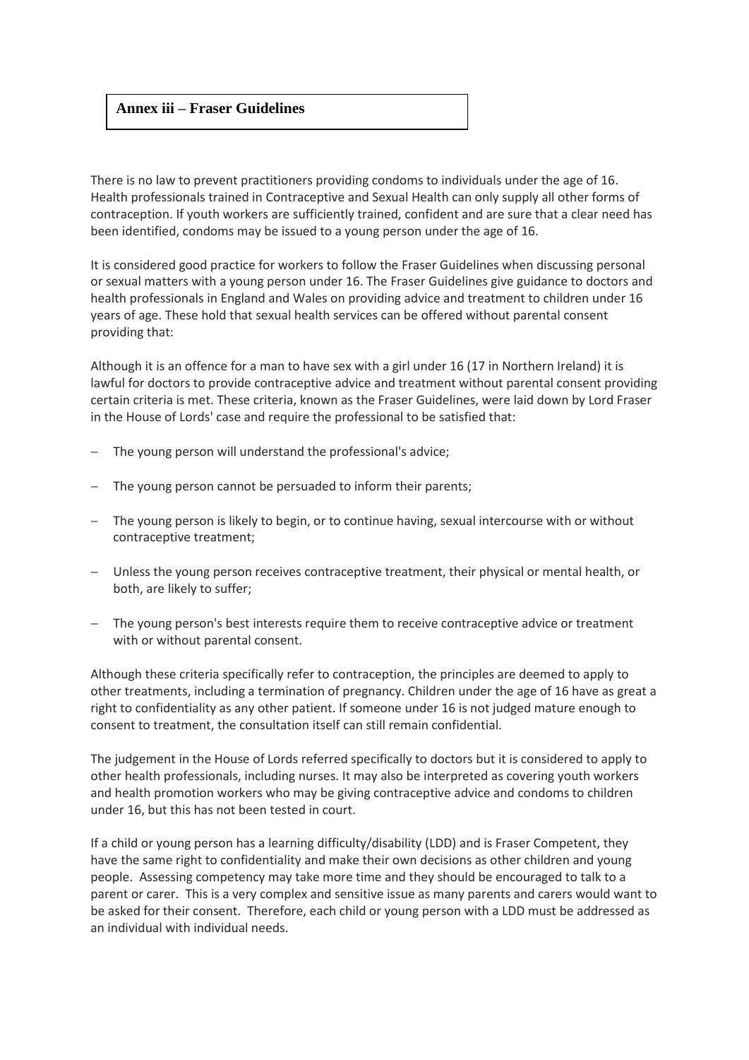## Annex iii – Fraser Guidelines

There is no law to prevent practitioners providing condoms to individuals under the age of 16. Health professionals trained in Contraceptive and Sexual Health can only supply all other forms of contraception. If youth workers are sufficiently trained, confident and are sure that a clear need has been identified, condoms may be issued to a young person under the age of 16.

It is considered good practice for workers to follow the Fraser Guidelines when discussing personal or sexual matters with a young person under 16. The Fraser Guidelines give guidance to doctors and health professionals in England and Wales on providing advice and treatment to children under 16 years of age. These hold that sexual health services can be offered without parental consent providing that:

Although it is an offence for a man to have sex with a girl under 16 (17 in Northern Ireland) it is lawful for doctors to provide contraceptive advice and treatment without parental consent providing certain criteria is met. These criteria, known as the Fraser Guidelines, were laid down by Lord Fraser in the House of Lords' case and require the professional to be satisfied that:

- The young person will understand the professional's advice;
- The young person cannot be persuaded to inform their parents;
- The young person is likely to begin, or to continue having, sexual intercourse with or without contraceptive treatment;
- Unless the young person receives contraceptive treatment, their physical or mental health, or both, are likely to suffer;
- The young person's best interests require them to receive contraceptive advice or treatment with or without parental consent.

Although these criteria specifically refer to contraception, the principles are deemed to apply to other treatments, including a termination of pregnancy. Children under the age of 16 have as great a right to confidentiality as any other patient. If someone under 16 is not judged mature enough to consent to treatment, the consultation itself can still remain confidential.

The judgement in the House of Lords referred specifically to doctors but it is considered to apply to other health professionals, including nurses. It may also be interpreted as covering youth workers and health promotion workers who may be giving contraceptive advice and condoms to children under 16, but this has not been tested in court.

If a child or young person has a learning difficulty/disability (LDD) and is Fraser Competent, they have the same right to confidentiality and make their own decisions as other children and young people. Assessing competency may take more time and they should be encouraged to talk to a parent or carer. This is a very complex and sensitive issue as many parents and carers would want to be asked for their consent. Therefore, each child or young person with a LDD must be addressed as an individual with individual needs.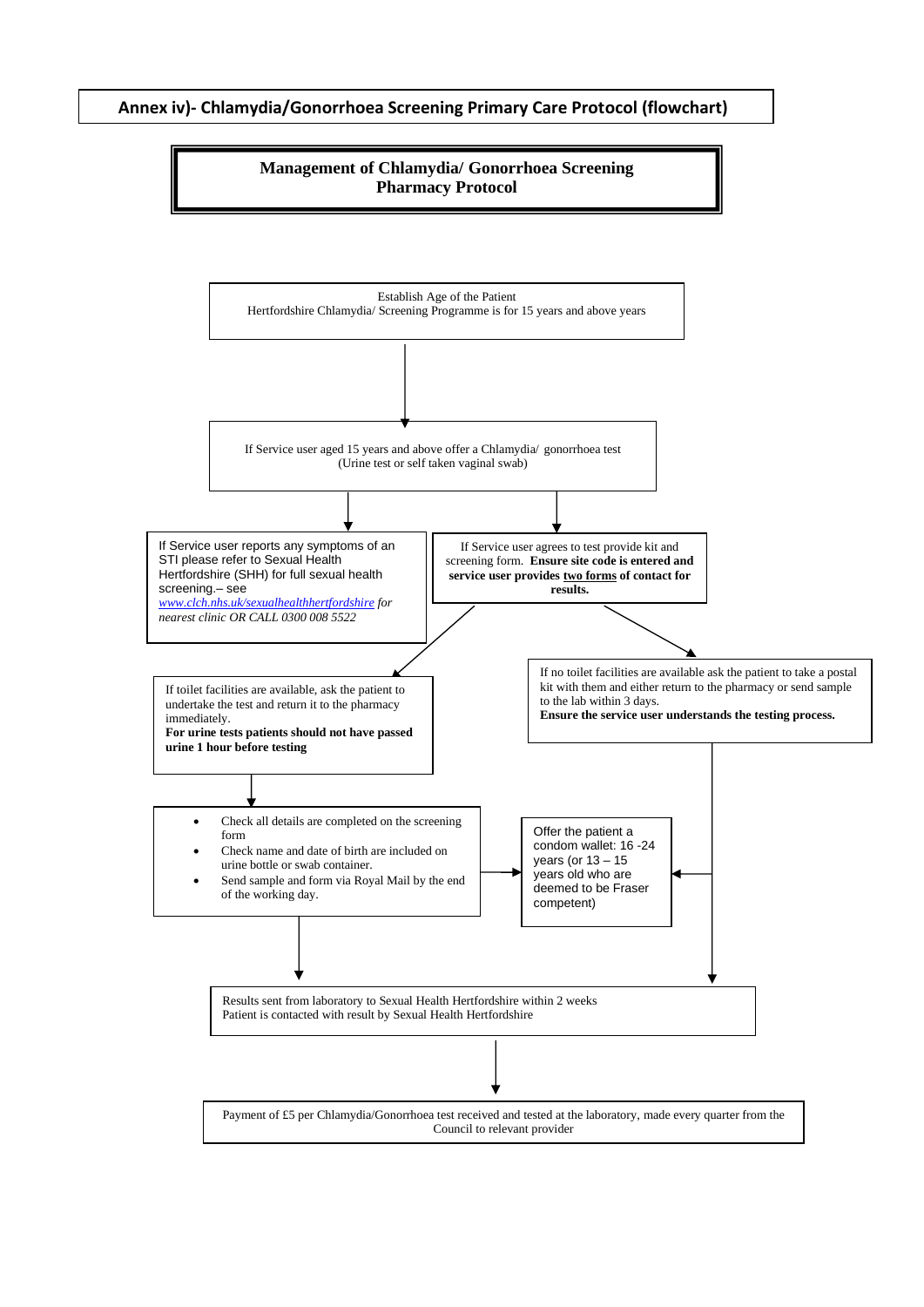## Annex iv)- Chlamydia/Gonorrhoea Screening Primary Care Protocol (flowchart)

### Management of Chlamydia/ Gonorrhoea Screening Pharmacy Protocol

Establish Age of the Patient
Hertfordshire Chlamydia/ Screening Programme is for 15 years and above years

↓

If Service user aged 15 years and above offer a Chlamydia/ gonorrhoea test
(Urine test or self taken vaginal swab)

↓

If Service user reports any symptoms of an STI please refer to Sexual Health Hertfordshire (SHH) for full sexual health screening.– see *www.clch.nhs.uk/sexualhealthhertfordshire for nearest clinic OR CALL 0300 008 5522*

If Service user agrees to test provide kit and screening form. **Ensure site code is entered and service user provides two forms of contact for results.**

↓

If toilet facilities are available, ask the patient to undertake the test and return it to the pharmacy immediately.
**For urine tests patients should not have passed urine 1 hour before testing**

If no toilet facilities are available ask the patient to take a postal kit with them and either return to the pharmacy or send sample to the lab within 3 days.
**Ensure the service user understands the testing process.**

↓

- Check all details are completed on the screening form
- Check name and date of birth are included on urine bottle or swab container.
- Send sample and form via Royal Mail by the end of the working day.

Offer the patient a condom wallet: 16 -24 years (or 13 – 15 years old who are deemed to be Fraser competent)

↓

Results sent from laboratory to Sexual Health Hertfordshire within 2 weeks
Patient is contacted with result by Sexual Health Hertfordshire

↓

Payment of £5 per Chlamydia/Gonorrhoea test received and tested at the laboratory, made every quarter from the Council to relevant provider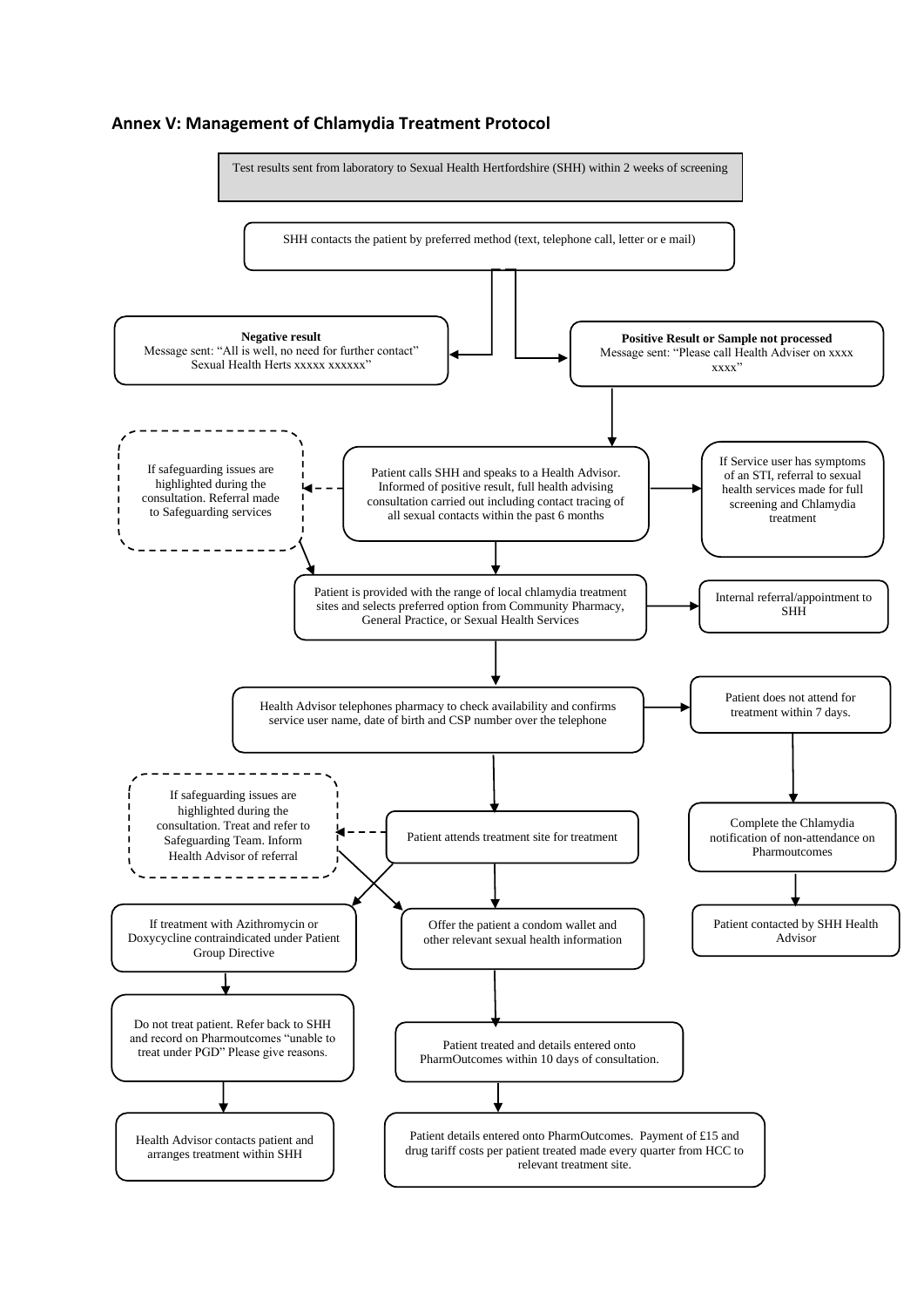## Annex V: Management of Chlamydia Treatment Protocol

Test results sent from laboratory to Sexual Health Hertfordshire (SHH) within 2 weeks of screening

SHH contacts the patient by preferred method (text, telephone call, letter or e mail)

**Negative result**
Message sent: "All is well, no need for further contact" Sexual Health Herts xxxxx xxxxxx"

**Positive Result or Sample not processed**
Message sent: "Please call Health Adviser on xxxx xxxx"

Patient calls SHH and speaks to a Health Advisor. Informed of positive result, full health advising consultation carried out including contact tracing of all sexual contacts within the past 6 months

If safeguarding issues are highlighted during the consultation. Referral made to Safeguarding services

If Service user has symptoms of an STI, referral to sexual health services made for full screening and Chlamydia treatment

Patient is provided with the range of local chlamydia treatment sites and selects preferred option from Community Pharmacy, General Practice, or Sexual Health Services

Internal referral/appointment to SHH

Health Advisor telephones pharmacy to check availability and confirms service user name, date of birth and CSP number over the telephone

Patient does not attend for treatment within 7 days.

Complete the Chlamydia notification of non-attendance on Pharmoutcomes

Patient contacted by SHH Health Advisor

Patient attends treatment site for treatment

If safeguarding issues are highlighted during the consultation. Treat and refer to Safeguarding Team. Inform Health Advisor of referral

If treatment with Azithromycin or Doxycycline contraindicated under Patient Group Directive

Do not treat patient. Refer back to SHH and record on Pharmoutcomes "unable to treat under PGD" Please give reasons.

Health Advisor contacts patient and arranges treatment within SHH

Offer the patient a condom wallet and other relevant sexual health information

Patient treated and details entered onto PharmOutcomes within 10 days of consultation.

Patient details entered onto PharmOutcomes. Payment of £15 and drug tariff costs per patient treated made every quarter from HCC to relevant treatment site.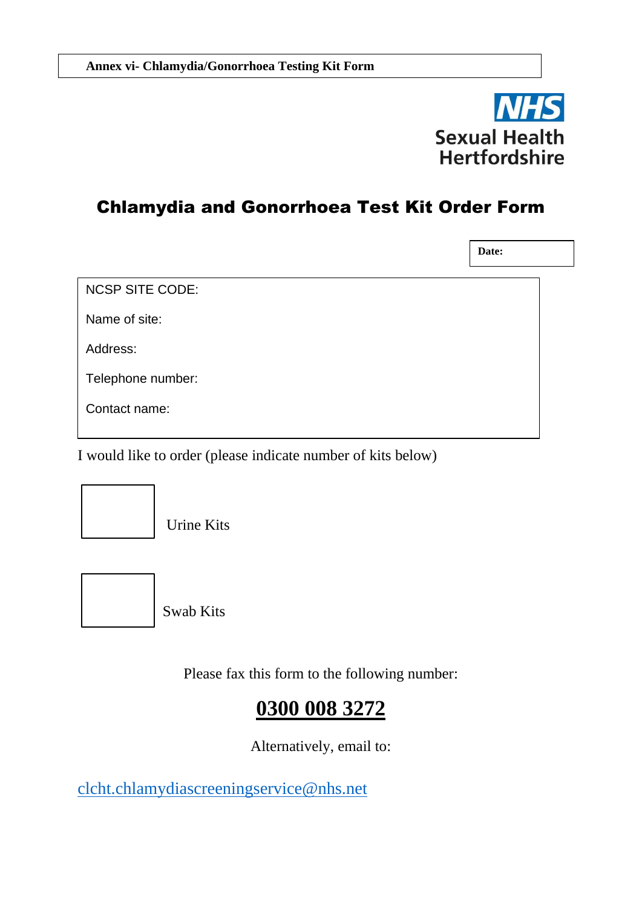**Annex vi- Chlamydia/Gonorrhoea Testing Kit Form**

NHS
Sexual Health
Hertfordshire

# Chlamydia and Gonorrhoea Test Kit Order Form

**Date:**

NCSP SITE CODE:

Name of site:

Address:

Telephone number:

Contact name:

I would like to order (please indicate number of kits below)

☐ Urine Kits

☐ Swab Kits

Please fax this form to the following number:

## 0300 008 3272

Alternatively, email to:

clcht.chlamydiascreeningservice@nhs.net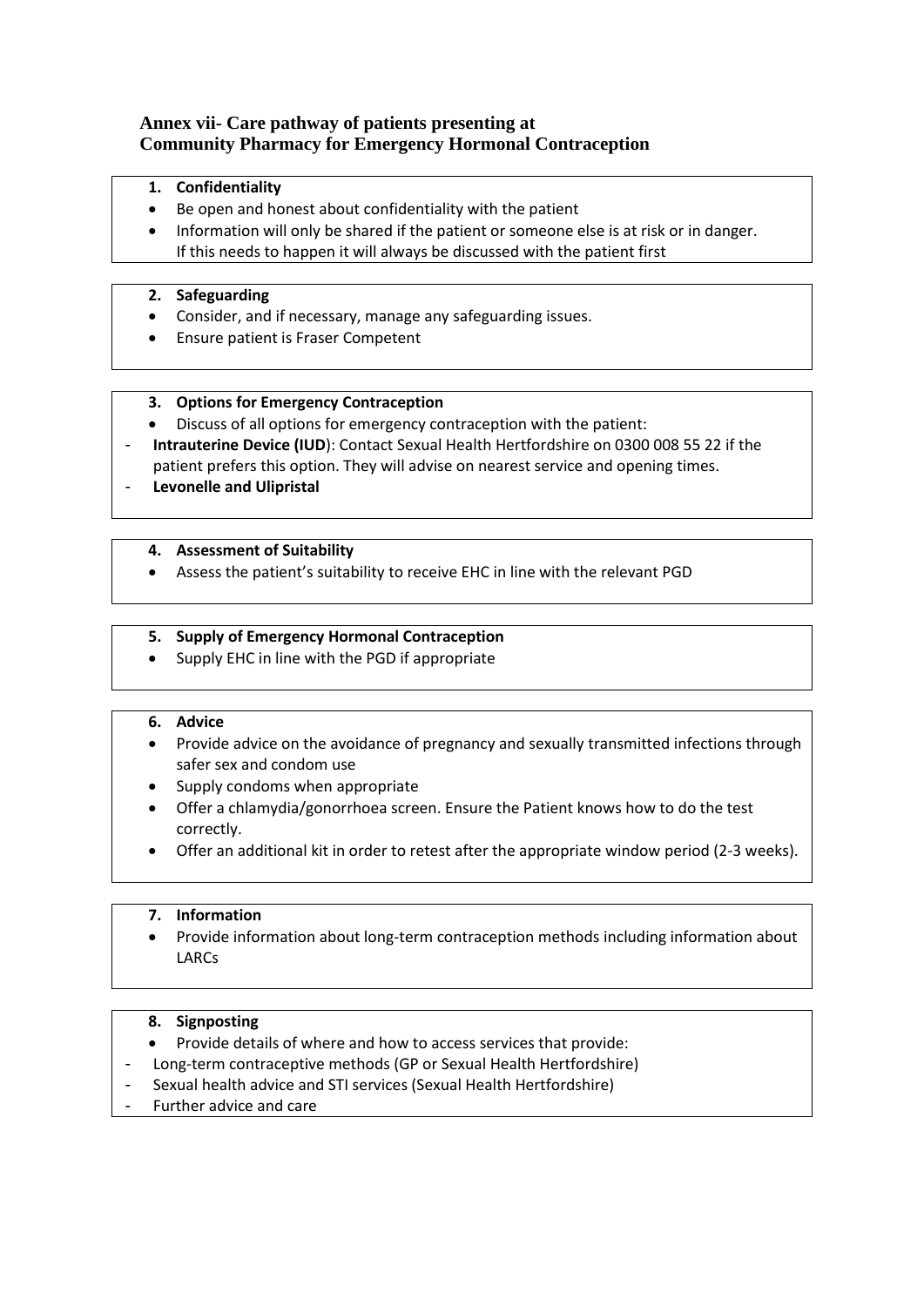## Annex vii- Care pathway of patients presenting at Community Pharmacy for Emergency Hormonal Contraception

**1. Confidentiality**

- Be open and honest about confidentiality with the patient
- Information will only be shared if the patient or someone else is at risk or in danger. If this needs to happen it will always be discussed with the patient first

**2. Safeguarding**

- Consider, and if necessary, manage any safeguarding issues.
- Ensure patient is Fraser Competent

**3. Options for Emergency Contraception**

- Discuss of all options for emergency contraception with the patient:
  - **Intrauterine Device (IUD**): Contact Sexual Health Hertfordshire on 0300 008 55 22 if the patient prefers this option. They will advise on nearest service and opening times.
  - **Levonelle and Ulipristal**

**4. Assessment of Suitability**

- Assess the patient's suitability to receive EHC in line with the relevant PGD

**5. Supply of Emergency Hormonal Contraception**

- Supply EHC in line with the PGD if appropriate

**6. Advice**

- Provide advice on the avoidance of pregnancy and sexually transmitted infections through safer sex and condom use
- Supply condoms when appropriate
- Offer a chlamydia/gonorrhoea screen. Ensure the Patient knows how to do the test correctly.
- Offer an additional kit in order to retest after the appropriate window period (2-3 weeks).

**7. Information**

- Provide information about long-term contraception methods including information about LARCs

**8. Signposting**

- Provide details of where and how to access services that provide:
  - Long-term contraceptive methods (GP or Sexual Health Hertfordshire)
  - Sexual health advice and STI services (Sexual Health Hertfordshire)
  - Further advice and care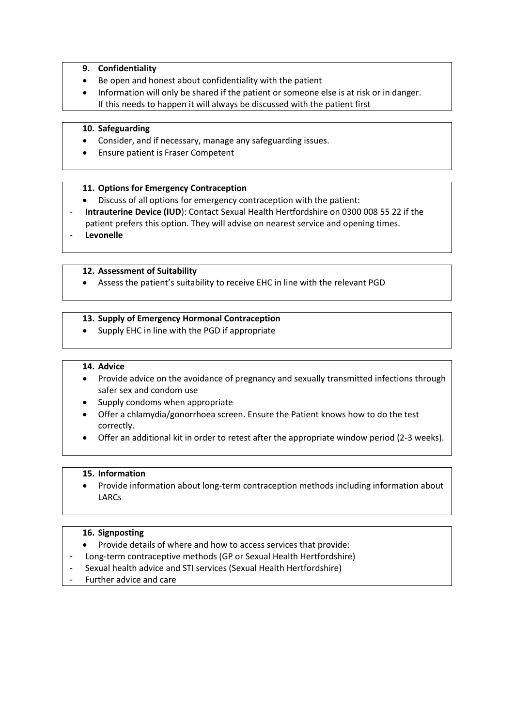### 9. Confidentiality

- Be open and honest about confidentiality with the patient
- Information will only be shared if the patient or someone else is at risk or in danger. If this needs to happen it will always be discussed with the patient first

### 10. Safeguarding

- Consider, and if necessary, manage any safeguarding issues.
- Ensure patient is Fraser Competent

### 11. Options for Emergency Contraception

- Discuss of all options for emergency contraception with the patient:
  - **Intrauterine Device (IUD**): Contact Sexual Health Hertfordshire on 0300 008 55 22 if the patient prefers this option. They will advise on nearest service and opening times.
  - **Levonelle**

### 12. Assessment of Suitability

- Assess the patient's suitability to receive EHC in line with the relevant PGD

### 13. Supply of Emergency Hormonal Contraception

- Supply EHC in line with the PGD if appropriate

### 14. Advice

- Provide advice on the avoidance of pregnancy and sexually transmitted infections through safer sex and condom use
- Supply condoms when appropriate
- Offer a chlamydia/gonorrhoea screen. Ensure the Patient knows how to do the test correctly.
- Offer an additional kit in order to retest after the appropriate window period (2-3 weeks).

### 15. Information

- Provide information about long-term contraception methods including information about LARCs

### 16. Signposting

- Provide details of where and how to access services that provide:
  - Long-term contraceptive methods (GP or Sexual Health Hertfordshire)
  - Sexual health advice and STI services (Sexual Health Hertfordshire)
  - Further advice and care